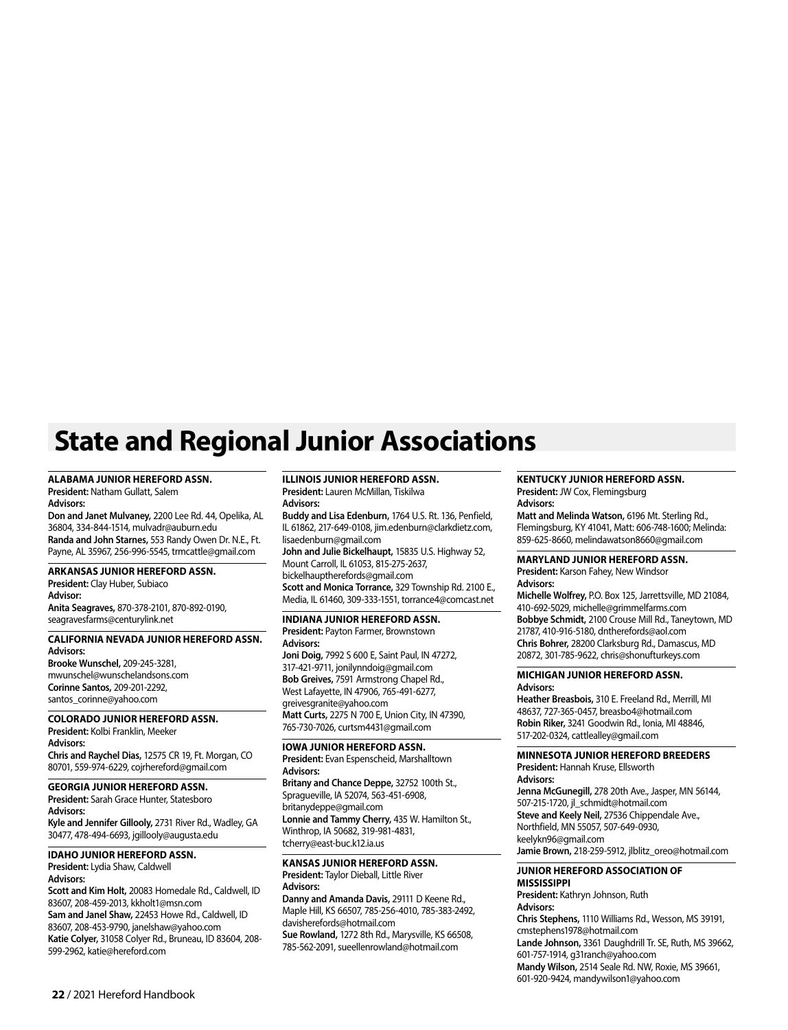# State and Regional Junior Associations

### ALABAMA JUNIOR HEREFORD ASSN.

**President:** Natham Gullatt, Salem
**Advisors:**
**Don and Janet Mulvaney,** 2200 Lee Rd. 44, Opelika, AL 36804, 334-844-1514, mulvadr@auburn.edu
**Randa and John Starnes,** 553 Randy Owen Dr. N.E., Ft. Payne, AL 35967, 256-996-5545, trmcattle@gmail.com

### ARKANSAS JUNIOR HEREFORD ASSN.

**President:** Clay Huber, Subiaco
**Advisor:**
**Anita Seagraves,** 870-378-2101, 870-892-0190, seagravesfarms@centurylink.net

### CALIFORNIA NEVADA JUNIOR HEREFORD ASSN.

**Advisors:**
**Brooke Wunschel,** 209-245-3281, mwunschel@wunschelandsons.com
**Corinne Santos,** 209-201-2292, santos_corinne@yahoo.com

### COLORADO JUNIOR HEREFORD ASSN.

**President:** Kolbi Franklin, Meeker
**Advisors:**
**Chris and Raychel Dias,** 12575 CR 19, Ft. Morgan, CO 80701, 559-974-6229, cojrhereford@gmail.com

### GEORGIA JUNIOR HEREFORD ASSN.

**President:** Sarah Grace Hunter, Statesboro
**Advisors:**
**Kyle and Jennifer Gillooly,** 2731 River Rd., Wadley, GA 30477, 478-494-6693, jgillooly@augusta.edu

### IDAHO JUNIOR HEREFORD ASSN.

**President:** Lydia Shaw, Caldwell
**Advisors:**
**Scott and Kim Holt,** 20083 Homedale Rd., Caldwell, ID 83607, 208-459-2013, kkholt1@msn.com
**Sam and Janel Shaw,** 22453 Howe Rd., Caldwell, ID 83607, 208-453-9790, janelshaw@yahoo.com
**Katie Colyer,** 31058 Colyer Rd., Bruneau, ID 83604, 208-599-2962, katie@hereford.com

### ILLINOIS JUNIOR HEREFORD ASSN.

**President:** Lauren McMillan, Tiskilwa
**Advisors:**
**Buddy and Lisa Edenburn,** 1764 U.S. Rt. 136, Penfield, IL 61862, 217-649-0108, jim.edenburn@clarkdietz.com, lisaedenburn@gmail.com
**John and Julie Bickelhaupt,** 15835 U.S. Highway 52, Mount Carroll, IL 61053, 815-275-2637, bickelhauptherefords@gmail.com
**Scott and Monica Torrance,** 329 Township Rd. 2100 E., Media, IL 61460, 309-333-1551, torrance4@comcast.net

### INDIANA JUNIOR HEREFORD ASSN.

**President:** Payton Farmer, Brownstown
**Advisors:**
**Joni Doig,** 7992 S 600 E, Saint Paul, IN 47272, 317-421-9711, jonilynndoig@gmail.com
**Bob Greives,** 7591 Armstrong Chapel Rd., West Lafayette, IN 47906, 765-491-6277, greivesgranite@yahoo.com
**Matt Curts,** 2275 N 700 E, Union City, IN 47390, 765-730-7026, curtsm4431@gmail.com

### IOWA JUNIOR HEREFORD ASSN.

**President:** Evan Espenscheid, Marshalltown
**Advisors:**
**Britany and Chance Deppe,** 32752 100th St., Spragueville, IA 52074, 563-451-6908, britanydeppe@gmail.com
**Lonnie and Tammy Cherry,** 435 W. Hamilton St., Winthrop, IA 50682, 319-981-4831, tcherry@east-buc.k12.ia.us

### KANSAS JUNIOR HEREFORD ASSN.

**President:** Taylor Dieball, Little River
**Advisors:**
**Danny and Amanda Davis,** 29111 D Keene Rd., Maple Hill, KS 66507, 785-256-4010, 785-383-2492, davisherefords@hotmail.com
**Sue Rowland,** 1272 8th Rd., Marysville, KS 66508, 785-562-2091, sueellenrowland@hotmail.com

### KENTUCKY JUNIOR HEREFORD ASSN.

**President:** JW Cox, Flemingsburg
**Advisors:**
**Matt and Melinda Watson,** 6196 Mt. Sterling Rd., Flemingsburg, KY 41041, Matt: 606-748-1600; Melinda: 859-625-8660, melindawatson8660@gmail.com

### MARYLAND JUNIOR HEREFORD ASSN.

**President:** Karson Fahey, New Windsor
**Advisors:**
**Michelle Wolfrey,** P.O. Box 125, Jarrettsville, MD 21084, 410-692-5029, michelle@grimmelfarms.com
**Bobbye Schmidt,** 2100 Crouse Mill Rd., Taneytown, MD 21787, 410-916-5180, dntherefords@aol.com
**Chris Bohrer,** 28200 Clarksburg Rd., Damascus, MD 20872, 301-785-9622, chris@shonufturkeys.com

### MICHIGAN JUNIOR HEREFORD ASSN.

**Advisors:**
**Heather Breasbois,** 310 E. Freeland Rd., Merrill, MI 48637, 727-365-0457, breasbo4@hotmail.com
**Robin Riker,** 3241 Goodwin Rd., Ionia, MI 48846, 517-202-0324, cattlealley@gmail.com

### MINNESOTA JUNIOR HEREFORD BREEDERS

**President:** Hannah Kruse, Ellsworth
**Advisors:**
**Jenna McGunegill,** 278 20th Ave., Jasper, MN 56144, 507-215-1720, jl_schmidt@hotmail.com
**Steve and Keely Neil,** 27536 Chippendale Ave., Northfield, MN 55057, 507-649-0930, keelykn96@gmail.com
**Jamie Brown,** 218-259-5912, jlblitz_oreo@hotmail.com

### JUNIOR HEREFORD ASSOCIATION OF MISSISSIPPI

**President:** Kathryn Johnson, Ruth
**Advisors:**
**Chris Stephens,** 1110 Williams Rd., Wesson, MS 39191, cmstephens1978@hotmail.com
**Lande Johnson,** 3361 Daughdrill Tr. SE, Ruth, MS 39662, 601-757-1914, g31ranch@yahoo.com
**Mandy Wilson,** 2514 Seale Rd. NW, Roxie, MS 39661, 601-920-9424, mandywilson1@yahoo.com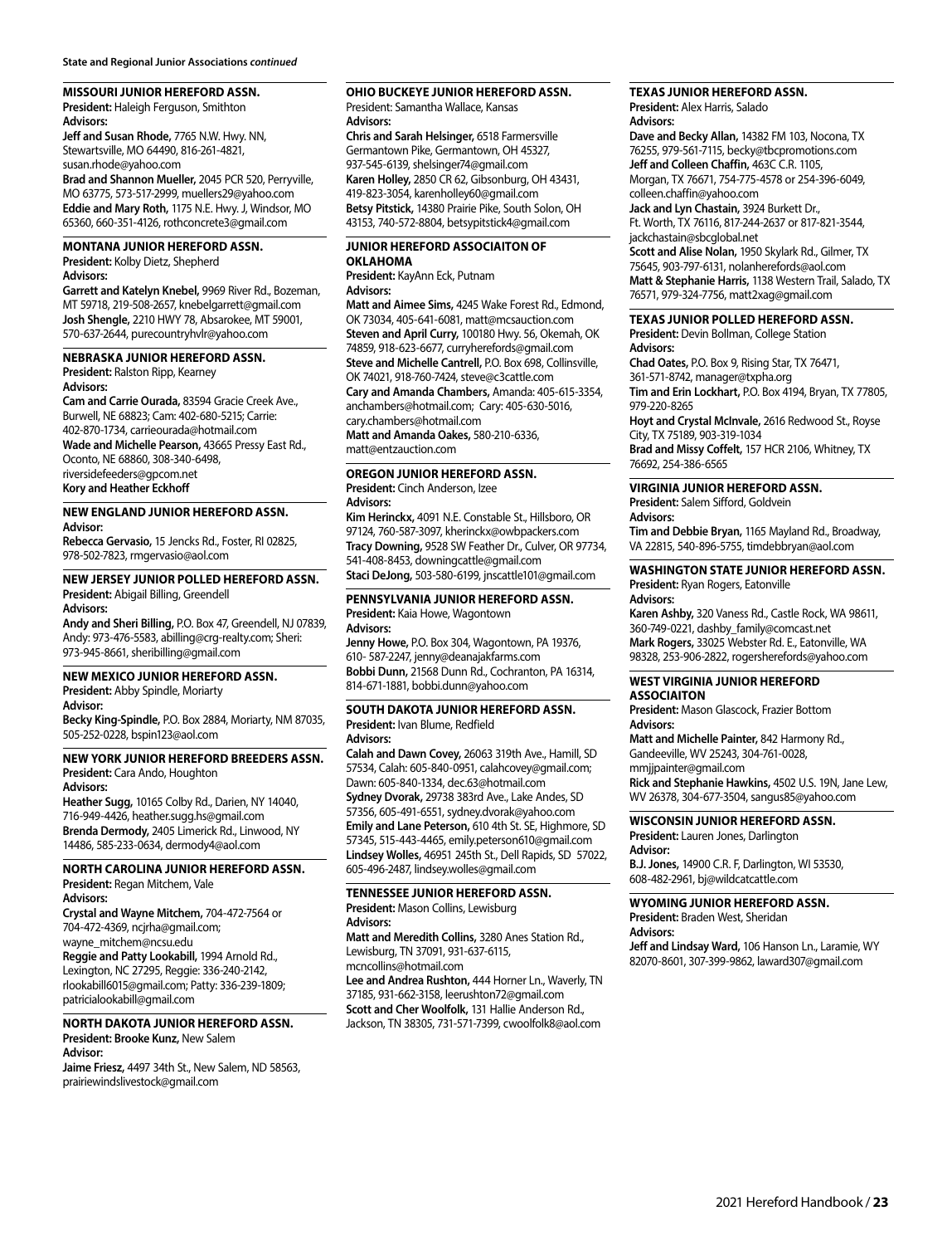**State and Regional Junior Associations *continued***

### MISSOURI JUNIOR HEREFORD ASSN.

**President:** Haleigh Ferguson, Smithton
**Advisors:**
**Jeff and Susan Rhode,** 7765 N.W. Hwy. NN, Stewartsville, MO 64490, 816-261-4821, susan.rhode@yahoo.com
**Brad and Shannon Mueller,** 2045 PCR 520, Perryville, MO 63775, 573-517-2999, muellers29@yahoo.com
**Eddie and Mary Roth,** 1175 N.E. Hwy. J, Windsor, MO 65360, 660-351-4126, rothconcrete3@gmail.com

### MONTANA JUNIOR HEREFORD ASSN.

**President:** Kolby Dietz, Shepherd
**Advisors:**
**Garrett and Katelyn Knebel,** 9969 River Rd., Bozeman, MT 59718, 219-508-2657, knebelgarrett@gmail.com
**Josh Shengle,** 2210 HWY 78, Absarokee, MT 59001, 570-637-2644, purecountryhvlr@yahoo.com

### NEBRASKA JUNIOR HEREFORD ASSN.

**President:** Ralston Ripp, Kearney
**Advisors:**
**Cam and Carrie Ourada,** 83594 Gracie Creek Ave., Burwell, NE 68823; Cam: 402-680-5215; Carrie: 402-870-1734, carrieourada@hotmail.com
**Wade and Michelle Pearson,** 43665 Pressy East Rd., Oconto, NE 68860, 308-340-6498, riversidefeeders@gpcom.net
**Kory and Heather Eckhoff**

### NEW ENGLAND JUNIOR HEREFORD ASSN.

**Advisor:**
**Rebecca Gervasio,** 15 Jencks Rd., Foster, RI 02825, 978-502-7823, rmgervasio@aol.com

### NEW JERSEY JUNIOR POLLED HEREFORD ASSN.

**President:** Abigail Billing, Greendell
**Advisors:**
**Andy and Sheri Billing,** P.O. Box 47, Greendell, NJ 07839, Andy: 973-476-5583, abilling@crg-realty.com; Sheri: 973-945-8661, sheribilling@gmail.com

### NEW MEXICO JUNIOR HEREFORD ASSN.

**President:** Abby Spindle, Moriarty
**Advisor:**
**Becky King-Spindle,** P.O. Box 2884, Moriarty, NM 87035, 505-252-0228, bspin123@aol.com

### NEW YORK JUNIOR HEREFORD BREEDERS ASSN.

**President:** Cara Ando, Houghton
**Advisors:**
**Heather Sugg,** 10165 Colby Rd., Darien, NY 14040, 716-949-4426, heather.sugg.hs@gmail.com
**Brenda Dermody,** 2405 Limerick Rd., Linwood, NY 14486, 585-233-0634, dermody4@aol.com

### NORTH CAROLINA JUNIOR HEREFORD ASSN.

**President:** Regan Mitchem, Vale
**Advisors:**
**Crystal and Wayne Mitchem,** 704-472-7564 or 704-472-4369, ncjrha@gmail.com; wayne_mitchem@ncsu.edu
**Reggie and Patty Lookabill,** 1994 Arnold Rd., Lexington, NC 27295, Reggie: 336-240-2142, rlookabill6015@gmail.com; Patty: 336-239-1809; patricialookabill@gmail.com

### NORTH DAKOTA JUNIOR HEREFORD ASSN.

**President: Brooke Kunz,** New Salem
**Advisor:**
**Jaime Friesz,** 4497 34th St., New Salem, ND 58563, prairiewindslivestock@gmail.com

### OHIO BUCKEYE JUNIOR HEREFORD ASSN.

President: Samantha Wallace, Kansas
**Advisors:**
**Chris and Sarah Helsinger,** 6518 Farmersville Germantown Pike, Germantown, OH 45327, 937-545-6139, shelsinger74@gmail.com
**Karen Holley,** 2850 CR 62, Gibsonburg, OH 43431, 419-823-3054, karenholley60@gmail.com
**Betsy Pitstick,** 14380 Prairie Pike, South Solon, OH 43153, 740-572-8804, betsypitstick4@gmail.com

### JUNIOR HEREFORD ASSOCIAITON OF OKLAHOMA

**President:** KayAnn Eck, Putnam
**Advisors:**
**Matt and Aimee Sims,** 4245 Wake Forest Rd., Edmond, OK 73034, 405-641-6081, matt@mcsauction.com
**Steven and April Curry,** 100180 Hwy. 56, Okemah, OK 74859, 918-623-6677, curryherefords@gmail.com
**Steve and Michelle Cantrell,** P.O. Box 698, Collinsville, OK 74021, 918-760-7424, steve@c3cattle.com
**Cary and Amanda Chambers,** Amanda: 405-615-3354, anchambers@hotmail.com; Cary: 405-630-5016, cary.chambers@hotmail.com
**Matt and Amanda Oakes,** 580-210-6336, matt@entzauction.com

### OREGON JUNIOR HEREFORD ASSN.

**President:** Cinch Anderson, Izee
**Advisors:**
**Kim Herinckx,** 4091 N.E. Constable St., Hillsboro, OR 97124, 760-587-3097, kherinckx@owbpackers.com
**Tracy Downing,** 9528 SW Feather Dr., Culver, OR 97734, 541-408-8453, downingcattle@gmail.com
**Staci DeJong,** 503-580-6199, jnscattle101@gmail.com

### PENNSYLVANIA JUNIOR HEREFORD ASSN.

**President:** Kaia Howe, Wagontown
**Advisors:**
**Jenny Howe,** P.O. Box 304, Wagontown, PA 19376, 610- 587-2247, jenny@deanajakfarms.com
**Bobbi Dunn,** 21568 Dunn Rd., Cochranton, PA 16314, 814-671-1881, bobbi.dunn@yahoo.com

### SOUTH DAKOTA JUNIOR HEREFORD ASSN.

**President:** Ivan Blume, Redfield
**Advisors:**
**Calah and Dawn Covey,** 26063 319th Ave., Hamill, SD 57534, Calah: 605-840-0951, calahcovey@gmail.com; Dawn: 605-840-1334, dec.63@hotmail.com
**Sydney Dvorak,** 29738 383rd Ave., Lake Andes, SD 57356, 605-491-6551, sydney.dvorak@yahoo.com
**Emily and Lane Peterson,** 610 4th St. SE, Highmore, SD 57345, 515-443-4465, emily.peterson610@gmail.com
**Lindsey Wolles,** 46951 245th St., Dell Rapids, SD 57022, 605-496-2487, lindsey.wolles@gmail.com

### TENNESSEE JUNIOR HEREFORD ASSN.

**President:** Mason Collins, Lewisburg
**Advisors:**
**Matt and Meredith Collins,** 3280 Anes Station Rd., Lewisburg, TN 37091, 931-637-6115, mcncollins@hotmail.com
**Lee and Andrea Rushton,** 444 Horner Ln., Waverly, TN 37185, 931-662-3158, leerushton72@gmail.com
**Scott and Cher Woolfolk,** 131 Hallie Anderson Rd., Jackson, TN 38305, 731-571-7399, cwoolfolk8@aol.com

### TEXAS JUNIOR HEREFORD ASSN.

**President:** Alex Harris, Salado
**Advisors:**
**Dave and Becky Allan,** 14382 FM 103, Nocona, TX 76255, 979-561-7115, becky@tbcpromotions.com
**Jeff and Colleen Chaffin,** 463C C.R. 1105, Morgan, TX 76671, 754-775-4578 or 254-396-6049, colleen.chaffin@yahoo.com
**Jack and Lyn Chastain,** 3924 Burkett Dr., Ft. Worth, TX 76116, 817-244-2637 or 817-821-3544, jackchastain@sbcglobal.net
**Scott and Alise Nolan,** 1950 Skylark Rd., Gilmer, TX 75645, 903-797-6131, nolanherefords@aol.com
**Matt & Stephanie Harris,** 1138 Western Trail, Salado, TX 76571, 979-324-7756, matt2xag@gmail.com

### TEXAS JUNIOR POLLED HEREFORD ASSN.

**President:** Devin Bollman, College Station
**Advisors:**
**Chad Oates,** P.O. Box 9, Rising Star, TX 76471, 361-571-8742, manager@txpha.org
**Tim and Erin Lockhart,** P.O. Box 4194, Bryan, TX 77805, 979-220-8265
**Hoyt and Crystal McInvale,** 2616 Redwood St., Royse City, TX 75189, 903-319-1034
**Brad and Missy Coffelt,** 157 HCR 2106, Whitney, TX 76692, 254-386-6565

### VIRGINIA JUNIOR HEREFORD ASSN.

**President:** Salem Sifford, Goldvein
**Advisors:**
**Tim and Debbie Bryan,** 1165 Mayland Rd., Broadway, VA 22815, 540-896-5755, timdebbryan@aol.com

### WASHINGTON STATE JUNIOR HEREFORD ASSN.

**President:** Ryan Rogers, Eatonville
**Advisors:**
**Karen Ashby,** 320 Vaness Rd., Castle Rock, WA 98611, 360-749-0221, dashby_family@comcast.net
**Mark Rogers,** 33025 Webster Rd. E., Eatonville, WA 98328, 253-906-2822, rogersherefords@yahoo.com

### WEST VIRGINIA JUNIOR HEREFORD ASSOCIAITON

**President:** Mason Glascock, Frazier Bottom
**Advisors:**
**Matt and Michelle Painter,** 842 Harmony Rd., Gandeeville, WV 25243, 304-761-0028, mmjjpainter@gmail.com
**Rick and Stephanie Hawkins,** 4502 U.S. 19N, Jane Lew, WV 26378, 304-677-3504, sangus85@yahoo.com

### WISCONSIN JUNIOR HEREFORD ASSN.

**President:** Lauren Jones, Darlington
**Advisor:**
**B.J. Jones,** 14900 C.R. F, Darlington, WI 53530, 608-482-2961, bj@wildcatcattle.com

### WYOMING JUNIOR HEREFORD ASSN.

**President:** Braden West, Sheridan
**Advisors:**
**Jeff and Lindsay Ward,** 106 Hanson Ln., Laramie, WY 82070-8601, 307-399-9862, laward307@gmail.com